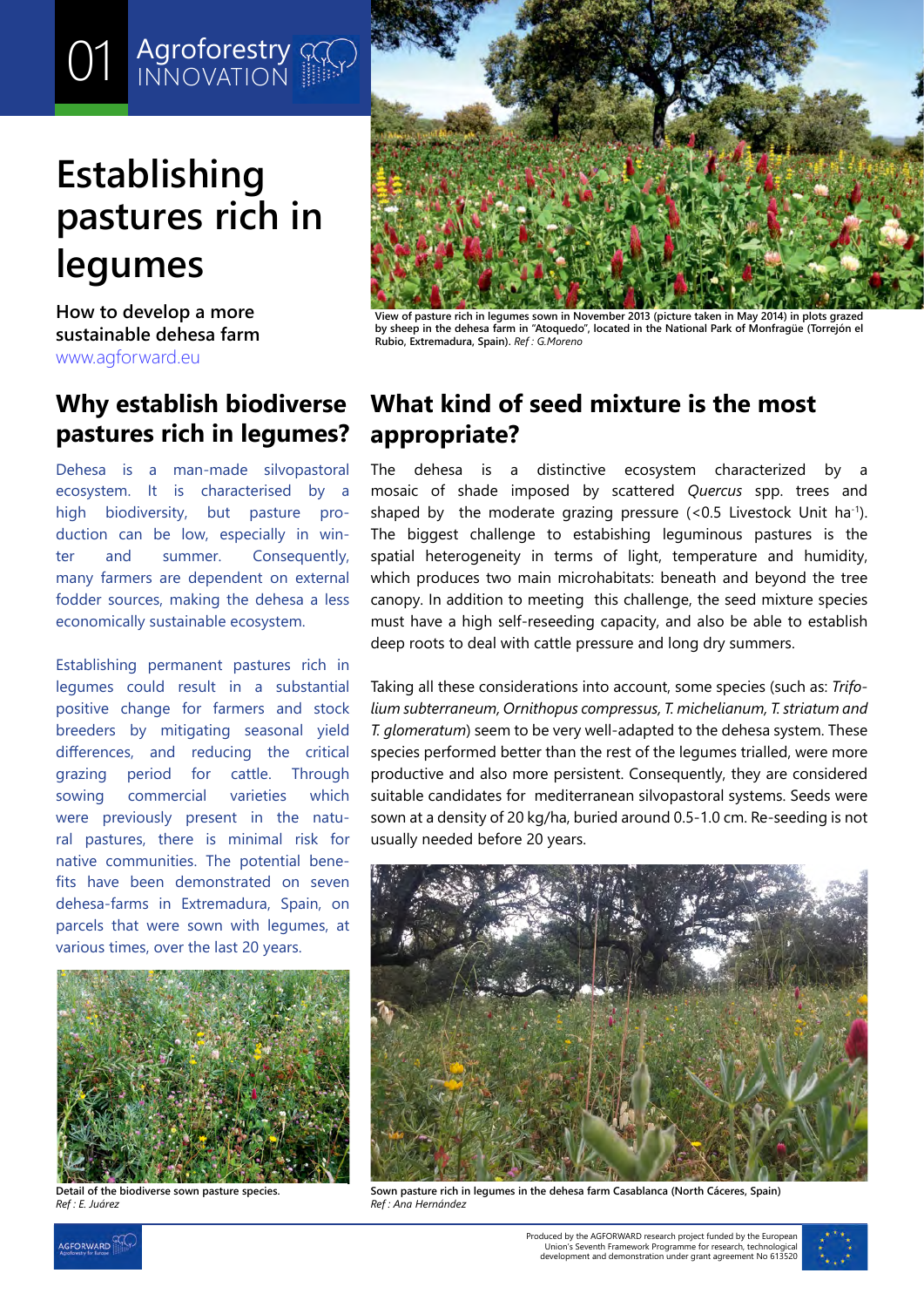01 Agroforestry INNOVATION

# Establishing pastures rich in legumes

**How to develop a more sustainable dehesa farm**

www.agforward.eu

View of pasture rich in legumes sown in November 2013 (picture taken in May 2014) in plots grazed by sheep in the dehesa farm in "Atoquedo", located in the National Park of Monfragüe (Torrejón el Rubio, Extremadura, Spain). *Ref : G.Moreno*

## Why establish biodiverse pastures rich in legumes?

Dehesa is a man-made silvopastoral ecosystem. It is characterised by a high biodiversity, but pasture production can be low, especially in winter and summer. Consequently, many farmers are dependent on external fodder sources, making the dehesa a less economically sustainable ecosystem.

Establishing permanent pastures rich in legumes could result in a substantial positive change for farmers and stock breeders by mitigating seasonal yield differences, and reducing the critical grazing period for cattle. Through sowing commercial varieties which were previously present in the natural pastures, there is minimal risk for native communities. The potential benefits have been demonstrated on seven dehesa-farms in Extremadura, Spain, on parcels that were sown with legumes, at various times, over the last 20 years.

Detail of the biodiverse sown pasture species.
*Ref : E. Juárez*

## What kind of seed mixture is the most appropriate?

The dehesa is a distinctive ecosystem characterized by a mosaic of shade imposed by scattered *Quercus* spp. trees and shaped by the moderate grazing pressure (<0.5 Livestock Unit ha$^{-1}$). The biggest challenge to estabishing leguminous pastures is the spatial heterogeneity in terms of light, temperature and humidity, which produces two main microhabitats: beneath and beyond the tree canopy. In addition to meeting this challenge, the seed mixture species must have a high self-reseeding capacity, and also be able to establish deep roots to deal with cattle pressure and long dry summers.

Taking all these considerations into account, some species (such as: *Trifolium subterraneum, Ornithopus compressus, T. michelianum, T. striatum and T. glomeratum*) seem to be very well-adapted to the dehesa system. These species performed better than the rest of the legumes trialled, were more productive and also more persistent. Consequently, they are considered suitable candidates for mediterranean silvopastoral systems. Seeds were sown at a density of 20 kg/ha, buried around 0.5-1.0 cm. Re-seeding is not usually needed before 20 years.

Sown pasture rich in legumes in the dehesa farm Casablanca (North Cáceres, Spain)
*Ref : Ana Hernández*

Produced by the AGFORWARD research project funded by the European Union's Seventh Framework Programme for research, technological development and demonstration under grant agreement No 613520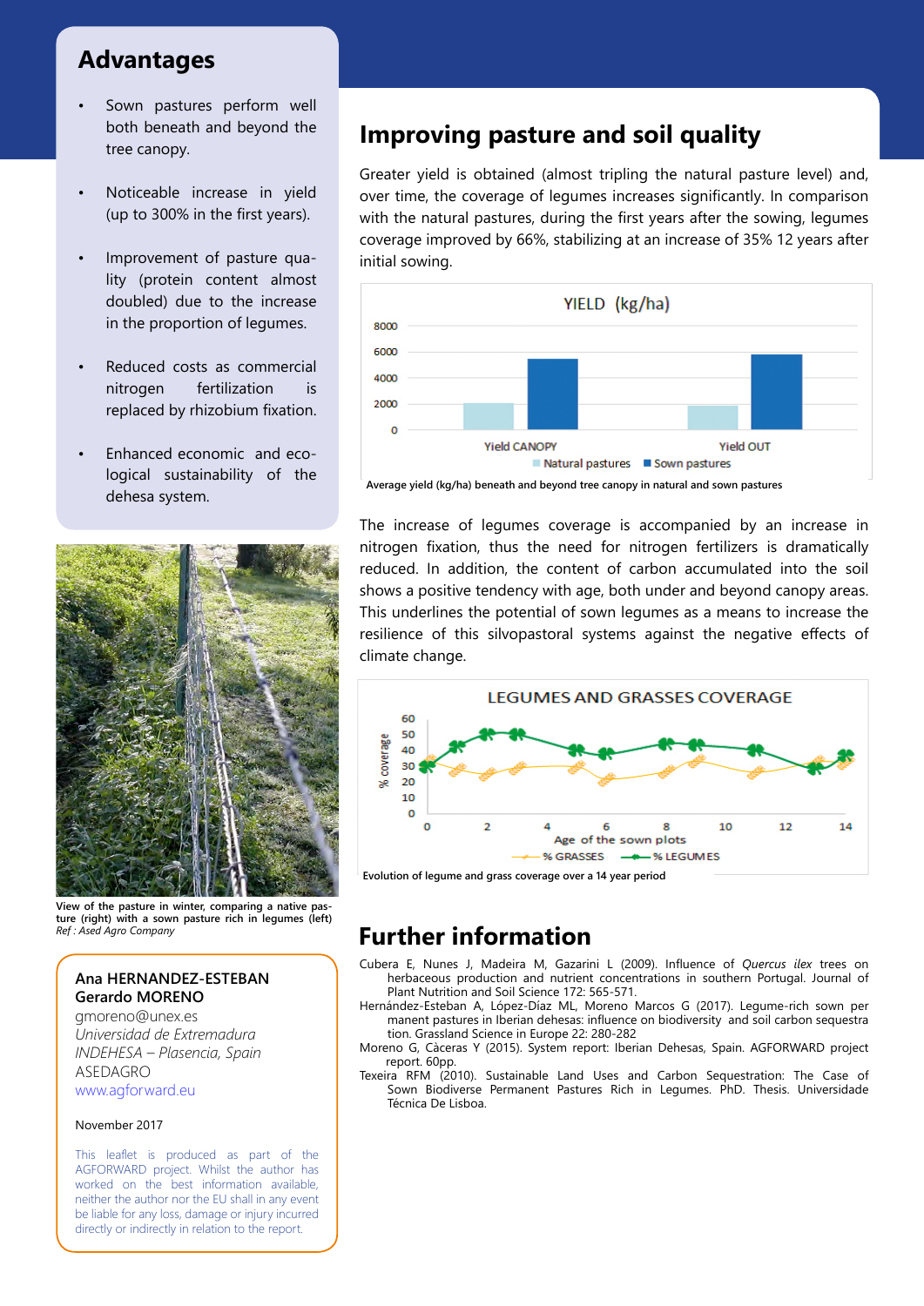## Advantages

- Sown pastures perform well both beneath and beyond the tree canopy.
- Noticeable increase in yield (up to 300% in the first years).
- Improvement of pasture quality (protein content almost doubled) due to the increase in the proportion of legumes.
- Reduced costs as commercial nitrogen fertilization is replaced by rhizobium fixation.
- Enhanced economic and ecological sustainability of the dehesa system.

View of the pasture in winter, comparing a native pasture (right) with a sown pasture rich in legumes (left)
*Ref : Ased Agro Company*

**Ana HERNANDEZ-ESTEBAN**
**Gerardo MORENO**
gmoreno@unex.es
*Universidad de Extremadura*
*INDEHESA – Plasencia, Spain*
ASEDAGRO
www.agforward.eu

November 2017

This leaflet is produced as part of the AGFORWARD project. Whilst the author has worked on the best information available, neither the author nor the EU shall in any event be liable for any loss, damage or injury incurred directly or indirectly in relation to the report.

## Improving pasture and soil quality

Greater yield is obtained (almost tripling the natural pasture level) and, over time, the coverage of legumes increases significantly. In comparison with the natural pastures, during the first years after the sowing, legumes coverage improved by 66%, stabilizing at an increase of 35% 12 years after initial sowing.

YIELD (kg/ha)

8000
6000
4000
2000
0

Yield CANOPY
Yield OUT

Natural pastures
Sown pastures

Average yield (kg/ha) beneath and beyond tree canopy in natural and sown pastures

The increase of legumes coverage is accompanied by an increase in nitrogen fixation, thus the need for nitrogen fertilizers is dramatically reduced. In addition, the content of carbon accumulated into the soil shows a positive tendency with age, both under and beyond canopy areas. This underlines the potential of sown legumes as a means to increase the resilience of this silvopastoral systems against the negative effects of climate change.

LEGUMES AND GRASSES COVERAGE

% coverage
60
50
40
30
20
10
0

0
2
4
6
8
10
12
14

Age of the sown plots

% GRASSES
% LEGUMES

Evolution of legume and grass coverage over a 14 year period

## Further information

Cubera E, Nunes J, Madeira M, Gazarini L (2009). Influence of *Quercus ilex* trees on herbaceous production and nutrient concentrations in southern Portugal. Journal of Plant Nutrition and Soil Science 172: 565-571.

Hernández-Esteban A, López-Díaz ML, Moreno Marcos G (2017). Legume-rich sown per manent pastures in Iberian dehesas: influence on biodiversity and soil carbon sequestra tion. Grassland Science in Europe 22: 280-282

Moreno G, Càceras Y (2015). System report: Iberian Dehesas, Spain. AGFORWARD project report. 60pp.

Texeira RFM (2010). Sustainable Land Uses and Carbon Sequestration: The Case of Sown Biodiverse Permanent Pastures Rich in Legumes. PhD. Thesis. Universidade Técnica De Lisboa.